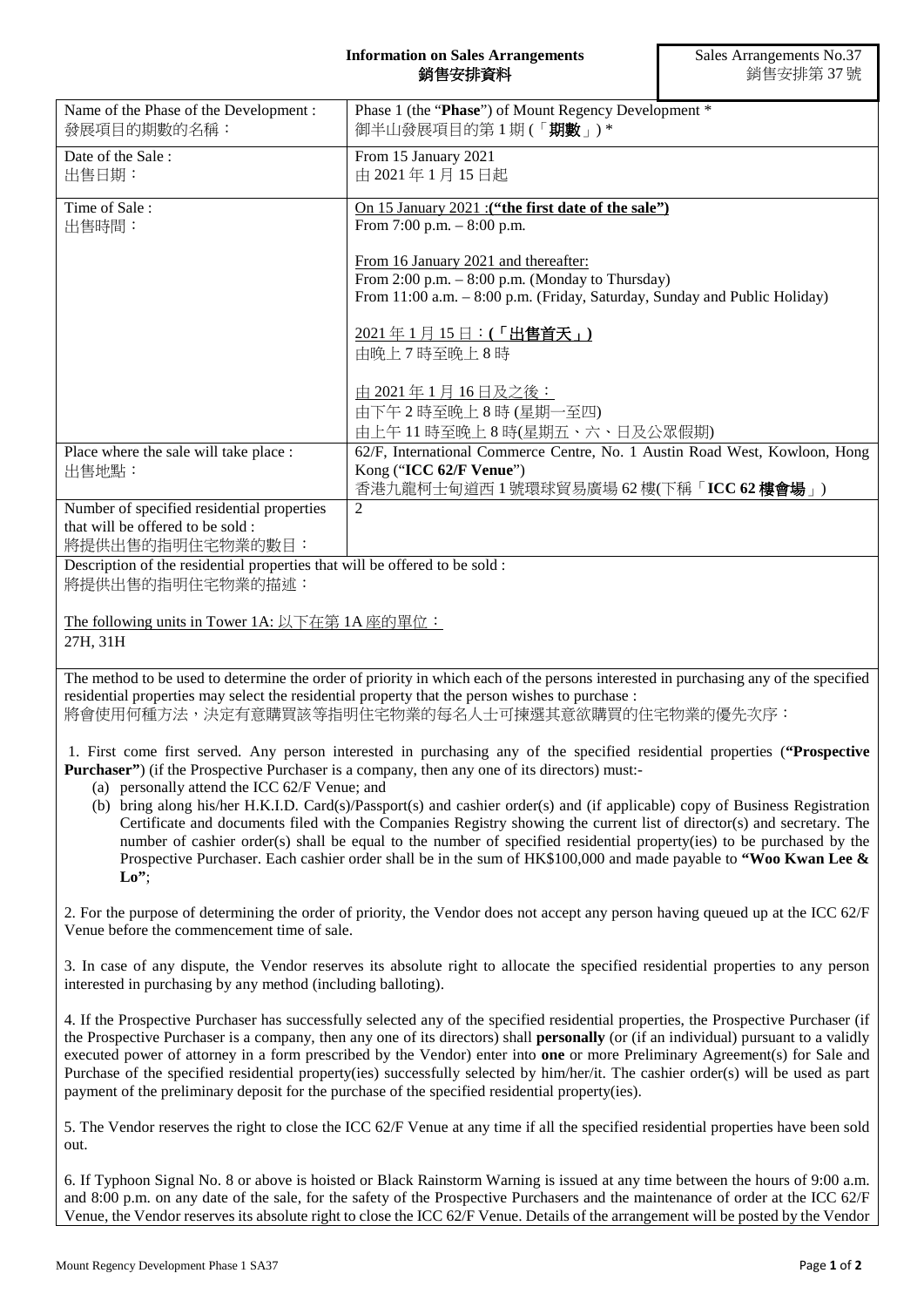**Information on Sales Arrangements**
**銷售安排資料**

Sales Arrangements No.37
銷售安排第 37 號

| Name of the Phase of the Development :<br>發展項目的期數的名稱： | Phase 1 (the "**Phase**") of Mount Regency Development *<br>御半山發展項目的第 1 期 (「**期數**」) * |
|---|---|
| Date of the Sale :<br>出售日期： | From 15 January 2021<br>由 2021 年 1 月 15 日起 |
| Time of Sale :<br>出售時間： | <u>On 15 January 2021 :**("the first date of the sale")**</u><br>From 7:00 p.m. – 8:00 p.m.<br><br><u>From 16 January 2021 and thereafter:</u><br>From 2:00 p.m. – 8:00 p.m. (Monday to Thursday)<br>From 11:00 a.m. – 8:00 p.m. (Friday, Saturday, Sunday and Public Holiday)<br><br><u>2021 年 1 月 15 日：**(「出售首天」)**</u><br>由晚上 7 時至晚上 8 時<br><br><u>由 2021 年 1 月 16 日及之後：</u><br>由下午 2 時至晚上 8 時 (星期一至四)<br>由上午 11 時至晚上 8 時(星期五、六、日及公眾假期) |
| Place where the sale will take place :<br>出售地點： | 62/F, International Commerce Centre, No. 1 Austin Road West, Kowloon, Hong Kong ("**ICC 62/F Venue**")<br>香港九龍柯士甸道西 1 號環球貿易廣場 62 樓(下稱「**ICC 62 樓會場**」) |
| Number of specified residential properties that will be offered to be sold :<br>將提供出售的指明住宅物業的數目： | 2 |

Description of the residential properties that will be offered to be sold :
將提供出售的指明住宅物業的描述：

<u>The following units in Tower 1A: 以下在第 1A 座的單位：</u>
27H, 31H

The method to be used to determine the order of priority in which each of the persons interested in purchasing any of the specified residential properties may select the residential property that the person wishes to purchase :
將會使用何種方法，決定有意購買該等指明住宅物業的每名人士可揀選其意欲購買的住宅物業的優先次序：

1. First come first served. Any person interested in purchasing any of the specified residential properties (**"Prospective Purchaser"**) (if the Prospective Purchaser is a company, then any one of its directors) must:-
   (a) personally attend the ICC 62/F Venue; and
   (b) bring along his/her H.K.I.D. Card(s)/Passport(s) and cashier order(s) and (if applicable) copy of Business Registration Certificate and documents filed with the Companies Registry showing the current list of director(s) and secretary. The number of cashier order(s) shall be equal to the number of specified residential property(ies) to be purchased by the Prospective Purchaser. Each cashier order shall be in the sum of HK$100,000 and made payable to **"Woo Kwan Lee & Lo"**;

2. For the purpose of determining the order of priority, the Vendor does not accept any person having queued up at the ICC 62/F Venue before the commencement time of sale.

3. In case of any dispute, the Vendor reserves its absolute right to allocate the specified residential properties to any person interested in purchasing by any method (including balloting).

4. If the Prospective Purchaser has successfully selected any of the specified residential properties, the Prospective Purchaser (if the Prospective Purchaser is a company, then any one of its directors) shall **personally** (or (if an individual) pursuant to a validly executed power of attorney in a form prescribed by the Vendor) enter into **one** or more Preliminary Agreement(s) for Sale and Purchase of the specified residential property(ies) successfully selected by him/her/it. The cashier order(s) will be used as part payment of the preliminary deposit for the purchase of the specified residential property(ies).

5. The Vendor reserves the right to close the ICC 62/F Venue at any time if all the specified residential properties have been sold out.

6. If Typhoon Signal No. 8 or above is hoisted or Black Rainstorm Warning is issued at any time between the hours of 9:00 a.m. and 8:00 p.m. on any date of the sale, for the safety of the Prospective Purchasers and the maintenance of order at the ICC 62/F Venue, the Vendor reserves its absolute right to close the ICC 62/F Venue. Details of the arrangement will be posted by the Vendor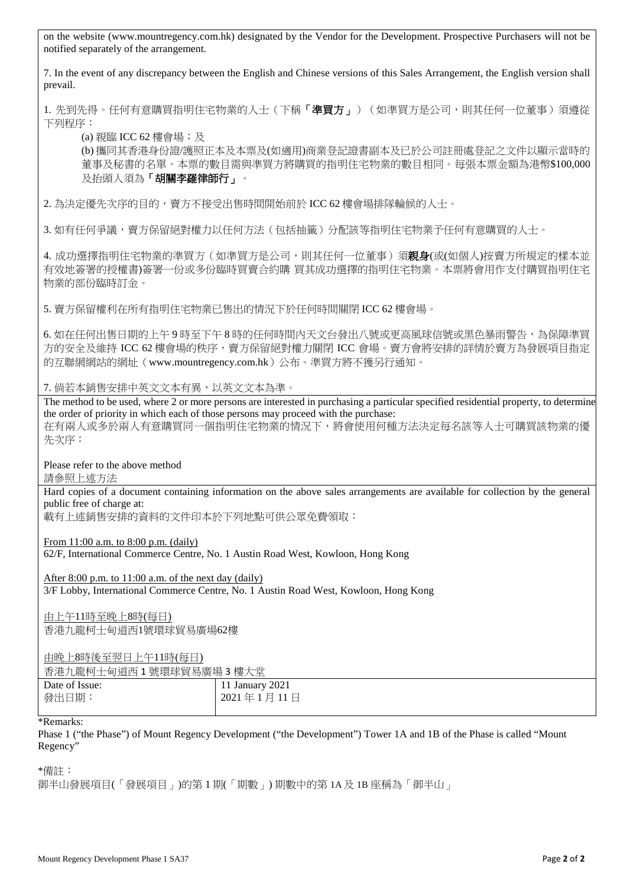on the website (www.mountregency.com.hk) designated by the Vendor for the Development. Prospective Purchasers will not be notified separately of the arrangement.

7. In the event of any discrepancy between the English and Chinese versions of this Sales Arrangement, the English version shall prevail.

1. 先到先得。任何有意購買指明住宅物業的人士（下稱**「準買方」**）（如準買方是公司，則其任何一位董事）須遵從下列程序：

(a) 親臨 ICC 62 樓會場；及

(b) 攜同其香港身份證/護照正本及本票及(如適用)商業登記證書副本及已於公司註冊處登記之文件以顯示當時的董事及秘書的名單。本票的數目需與準買方將購買的指明住宅物業的數目相同。每張本票金額為港幣$100,000 及抬頭人須為**「胡關李羅律師行」**。

2. 為決定優先次序的目的，賣方不接受出售時間開始前於 ICC 62 樓會場排隊輪候的人士。

3. 如有任何爭議，賣方保留絕對權力以任何方法（包括抽籤）分配該等指明住宅物業予任何有意購買的人士。

4. 成功選擇指明住宅物業的準買方（如準買方是公司，則其任何一位董事）須**親身**(或(如個人)按賣方所規定的樣本並有效地簽署的授權書)簽署一份或多份臨時買賣合約購 買其成功選擇的指明住宅物業。本票將會用作支付購買指明住宅物業的部份臨時訂金。

5. 賣方保留權利在所有指明住宅物業已售出的情況下於任何時間關閉 ICC 62 樓會場。

6. 如在任何出售日期的上午 9 時至下午 8 時的任何時間內天文台發出八號或更高風球信號或黑色暴雨警告，為保障準買方的安全及維持 ICC 62 樓會場的秩序，賣方保留絕對權力關閉 ICC 會場。賣方會將安排的詳情於賣方為發展項目指定的互聯網網站的網址（www.mountregency.com.hk）公布。準買方將不獲另行通知。

7. 倘若本銷售安排中英文文本有異，以英文文本為準。

The method to be used, where 2 or more persons are interested in purchasing a particular specified residential property, to determine the order of priority in which each of those persons may proceed with the purchase:
在有兩人或多於兩人有意購買同一個指明住宅物業的情況下，將會使用何種方法決定每名該等人士可購買該物業的優先次序：

Please refer to the above method
請參照上述方法

Hard copies of a document containing information on the above sales arrangements are available for collection by the general public free of charge at:
載有上述銷售安排的資料的文件印本於下列地點可供公眾免費領取：

From 11:00 a.m. to 8:00 p.m. (daily)
62/F, International Commerce Centre, No. 1 Austin Road West, Kowloon, Hong Kong

After 8:00 p.m. to 11:00 a.m. of the next day (daily)
3/F Lobby, International Commerce Centre, No. 1 Austin Road West, Kowloon, Hong Kong

由上午11時至晚上8時(每日)
香港九龍柯士甸道西1號環球貿易廣場62樓

由晚上8時後至翌日上午11時(每日)
香港九龍柯士甸道西 1 號環球貿易廣場 3 樓大堂

| | |
|---|---|
| Date of Issue:<br>發出日期： | 11 January 2021<br>2021 年 1 月 11 日 |

*Remarks:
Phase 1 ("the Phase") of Mount Regency Development ("the Development") Tower 1A and 1B of the Phase is called "Mount Regency"

*備註：
御半山發展項目(「發展項目」)的第 1 期(「期數」) 期數中的第 1A 及 1B 座稱為「御半山」